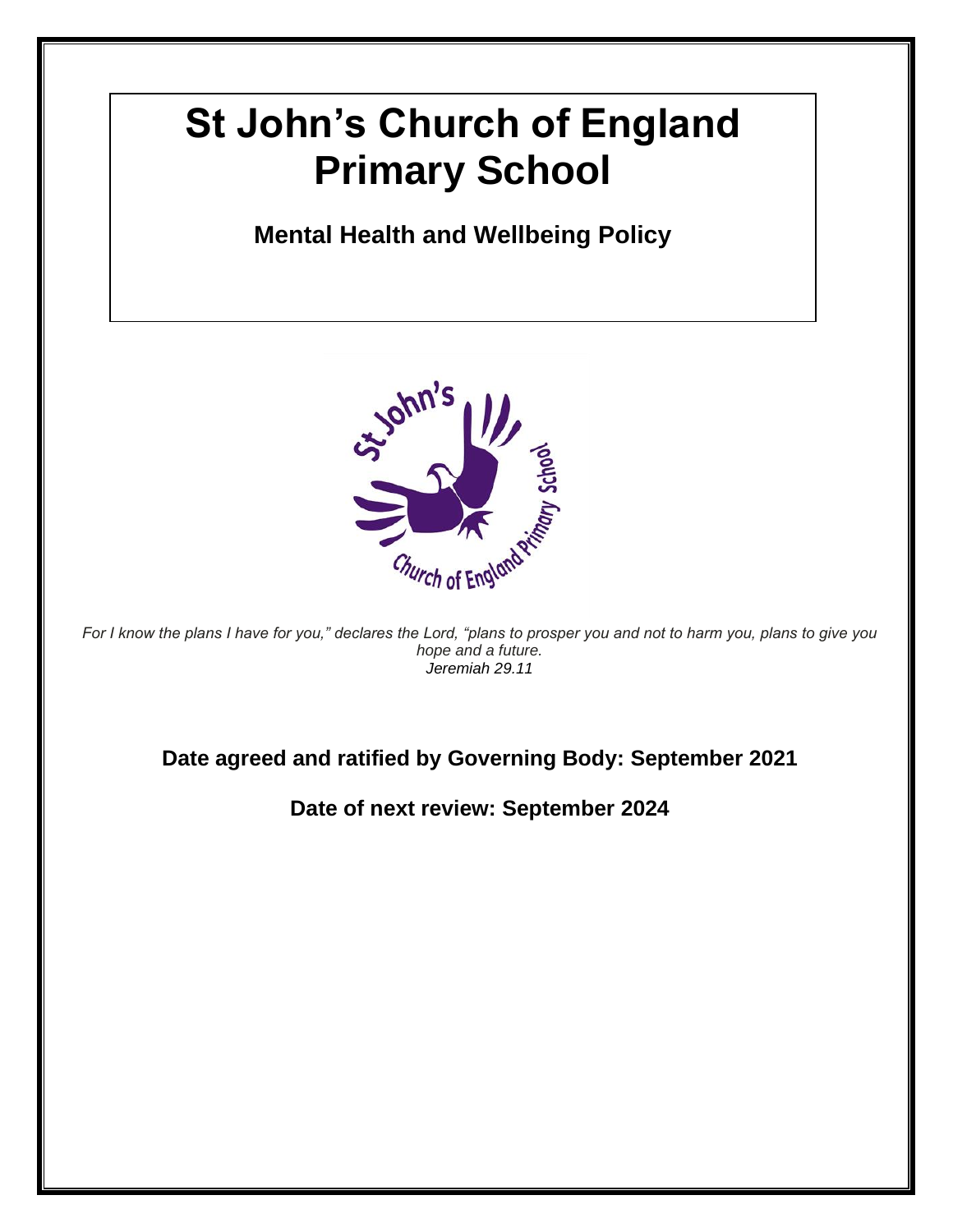# St John's Church of England Primary School

## Mental Health and Wellbeing Policy

*For I know the plans I have for you," declares the Lord, "plans to prosper you and not to harm you, plans to give you hope and a future.*
*Jeremiah 29.11*

**Date agreed and ratified by Governing Body: September 2021**

**Date of next review: September 2024**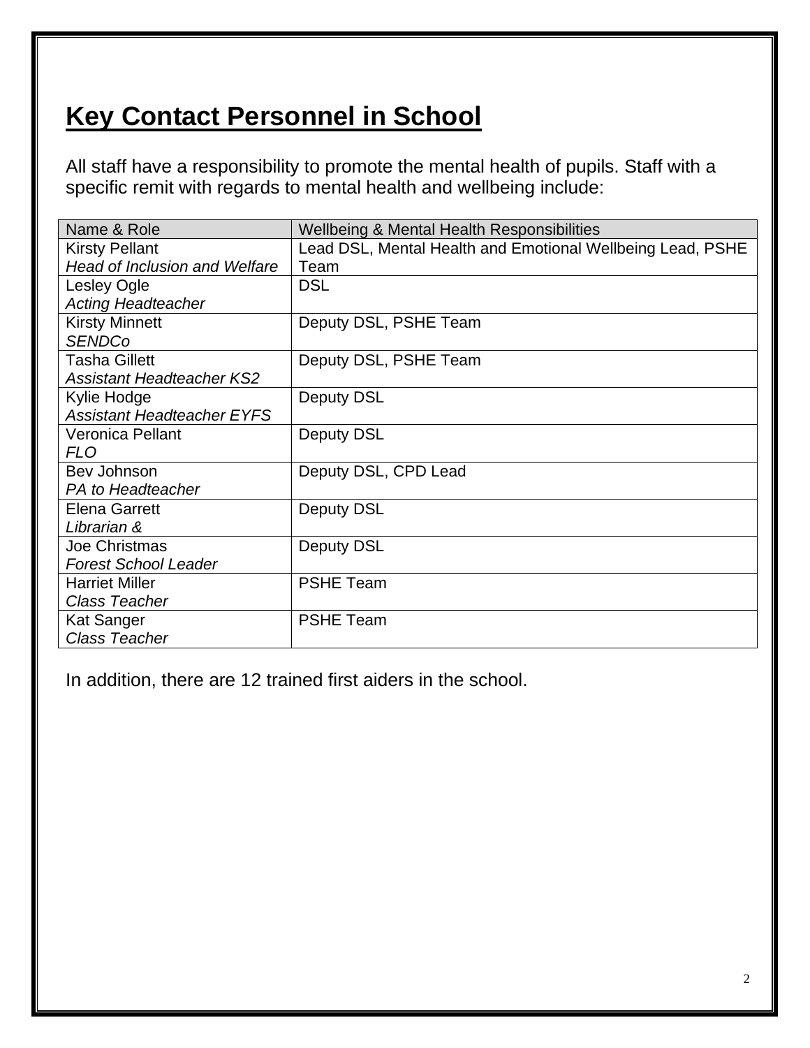# Key Contact Personnel in School

All staff have a responsibility to promote the mental health of pupils. Staff with a specific remit with regards to mental health and wellbeing include:

| Name & Role | Wellbeing & Mental Health Responsibilities |
| --- | --- |
| Kirsty Pellant<br>*Head of Inclusion and Welfare* | Lead DSL, Mental Health and Emotional Wellbeing Lead, PSHE Team |
| Lesley Ogle<br>*Acting Headteacher* | DSL |
| Kirsty Minnett<br>*SENDCo* | Deputy DSL, PSHE Team |
| Tasha Gillett<br>*Assistant Headteacher KS2* | Deputy DSL, PSHE Team |
| Kylie Hodge<br>*Assistant Headteacher EYFS* | Deputy DSL |
| Veronica Pellant<br>*FLO* | Deputy DSL |
| Bev Johnson<br>*PA to Headteacher* | Deputy DSL, CPD Lead |
| Elena Garrett<br>*Librarian &* | Deputy DSL |
| Joe Christmas<br>*Forest School Leader* | Deputy DSL |
| Harriet Miller<br>*Class Teacher* | PSHE Team |
| Kat Sanger<br>*Class Teacher* | PSHE Team |

In addition, there are 12 trained first aiders in the school.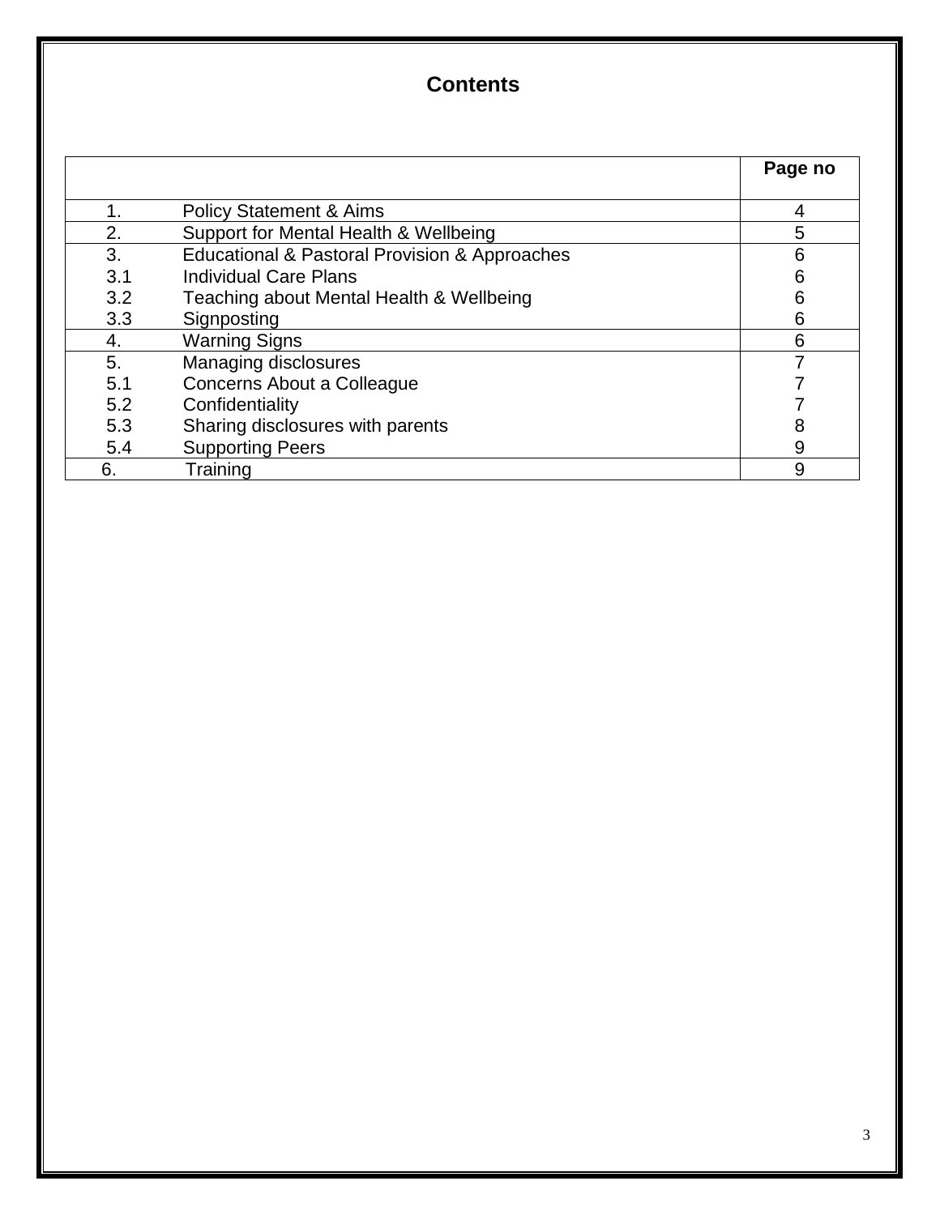# Contents

| | | Page no |
|---|---|---|
| 1. | Policy Statement & Aims | 4 |
| 2. | Support for Mental Health & Wellbeing | 5 |
| 3. | Educational & Pastoral Provision & Approaches | 6 |
| 3.1 | Individual Care Plans | 6 |
| 3.2 | Teaching about Mental Health & Wellbeing | 6 |
| 3.3 | Signposting | 6 |
| 4. | Warning Signs | 6 |
| 5. | Managing disclosures | 7 |
| 5.1 | Concerns About a Colleague | 7 |
| 5.2 | Confidentiality | 7 |
| 5.3 | Sharing disclosures with parents | 8 |
| 5.4 | Supporting Peers | 9 |
| 6. | Training | 9 |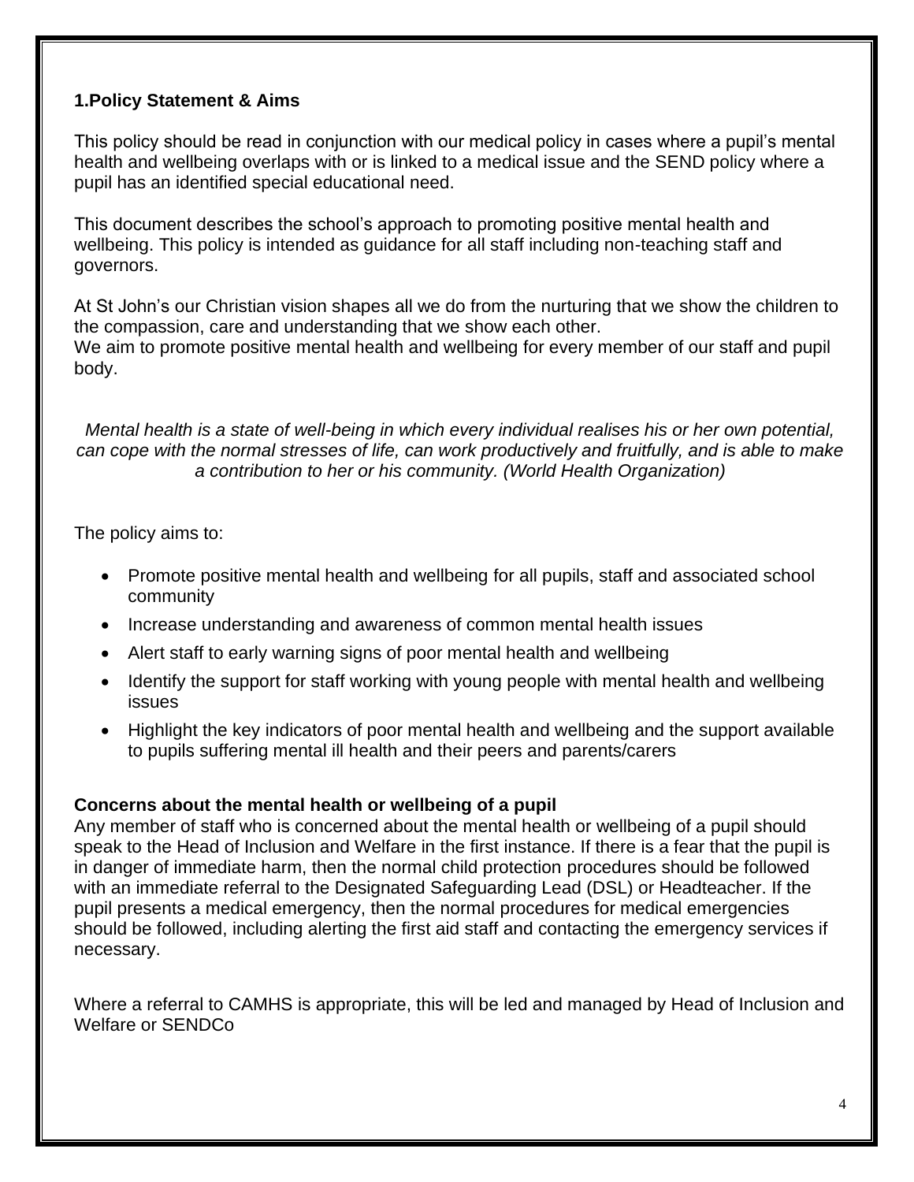## 1.Policy Statement & Aims

This policy should be read in conjunction with our medical policy in cases where a pupil's mental health and wellbeing overlaps with or is linked to a medical issue and the SEND policy where a pupil has an identified special educational need.

This document describes the school's approach to promoting positive mental health and wellbeing. This policy is intended as guidance for all staff including non-teaching staff and governors.

At St John's our Christian vision shapes all we do from the nurturing that we show the children to the compassion, care and understanding that we show each other.
We aim to promote positive mental health and wellbeing for every member of our staff and pupil body.

*Mental health is a state of well-being in which every individual realises his or her own potential, can cope with the normal stresses of life, can work productively and fruitfully, and is able to make a contribution to her or his community. (World Health Organization)*

The policy aims to:

- Promote positive mental health and wellbeing for all pupils, staff and associated school community
- Increase understanding and awareness of common mental health issues
- Alert staff to early warning signs of poor mental health and wellbeing
- Identify the support for staff working with young people with mental health and wellbeing issues
- Highlight the key indicators of poor mental health and wellbeing and the support available to pupils suffering mental ill health and their peers and parents/carers

**Concerns about the mental health or wellbeing of a pupil**

Any member of staff who is concerned about the mental health or wellbeing of a pupil should speak to the Head of Inclusion and Welfare in the first instance. If there is a fear that the pupil is in danger of immediate harm, then the normal child protection procedures should be followed with an immediate referral to the Designated Safeguarding Lead (DSL) or Headteacher. If the pupil presents a medical emergency, then the normal procedures for medical emergencies should be followed, including alerting the first aid staff and contacting the emergency services if necessary.

Where a referral to CAMHS is appropriate, this will be led and managed by Head of Inclusion and Welfare or SENDCo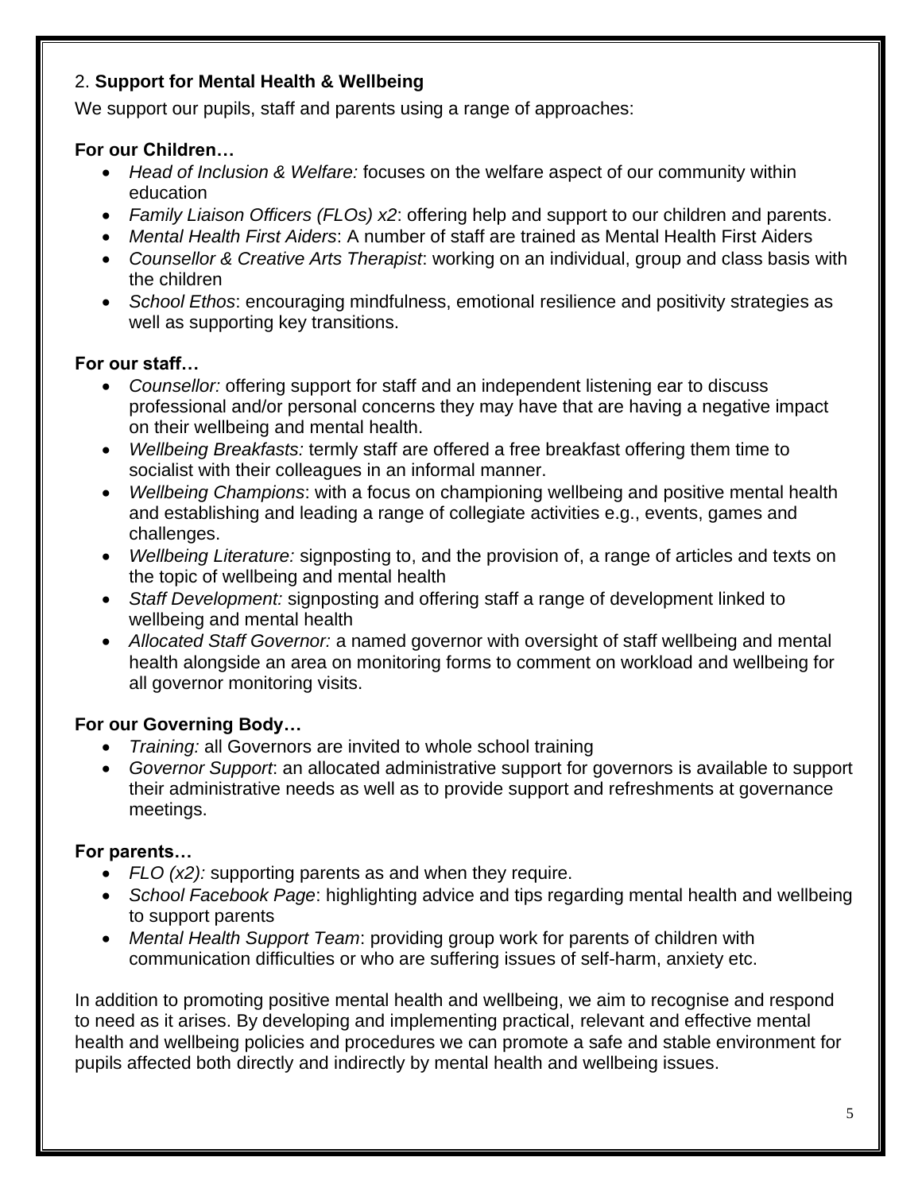## 2. **Support for Mental Health & Wellbeing**

We support our pupils, staff and parents using a range of approaches:

**For our Children…**

- *Head of Inclusion & Welfare:* focuses on the welfare aspect of our community within education
- *Family Liaison Officers (FLOs) x2*: offering help and support to our children and parents.
- *Mental Health First Aiders*: A number of staff are trained as Mental Health First Aiders
- *Counsellor & Creative Arts Therapist*: working on an individual, group and class basis with the children
- *School Ethos*: encouraging mindfulness, emotional resilience and positivity strategies as well as supporting key transitions.

**For our staff…**

- *Counsellor:* offering support for staff and an independent listening ear to discuss professional and/or personal concerns they may have that are having a negative impact on their wellbeing and mental health.
- *Wellbeing Breakfasts:* termly staff are offered a free breakfast offering them time to socialist with their colleagues in an informal manner.
- *Wellbeing Champions*: with a focus on championing wellbeing and positive mental health and establishing and leading a range of collegiate activities e.g., events, games and challenges.
- *Wellbeing Literature:* signposting to, and the provision of, a range of articles and texts on the topic of wellbeing and mental health
- *Staff Development:* signposting and offering staff a range of development linked to wellbeing and mental health
- *Allocated Staff Governor:* a named governor with oversight of staff wellbeing and mental health alongside an area on monitoring forms to comment on workload and wellbeing for all governor monitoring visits.

**For our Governing Body…**

- *Training:* all Governors are invited to whole school training
- *Governor Support*: an allocated administrative support for governors is available to support their administrative needs as well as to provide support and refreshments at governance meetings.

**For parents…**

- *FLO (x2):* supporting parents as and when they require.
- *School Facebook Page*: highlighting advice and tips regarding mental health and wellbeing to support parents
- *Mental Health Support Team*: providing group work for parents of children with communication difficulties or who are suffering issues of self-harm, anxiety etc.

In addition to promoting positive mental health and wellbeing, we aim to recognise and respond to need as it arises. By developing and implementing practical, relevant and effective mental health and wellbeing policies and procedures we can promote a safe and stable environment for pupils affected both directly and indirectly by mental health and wellbeing issues.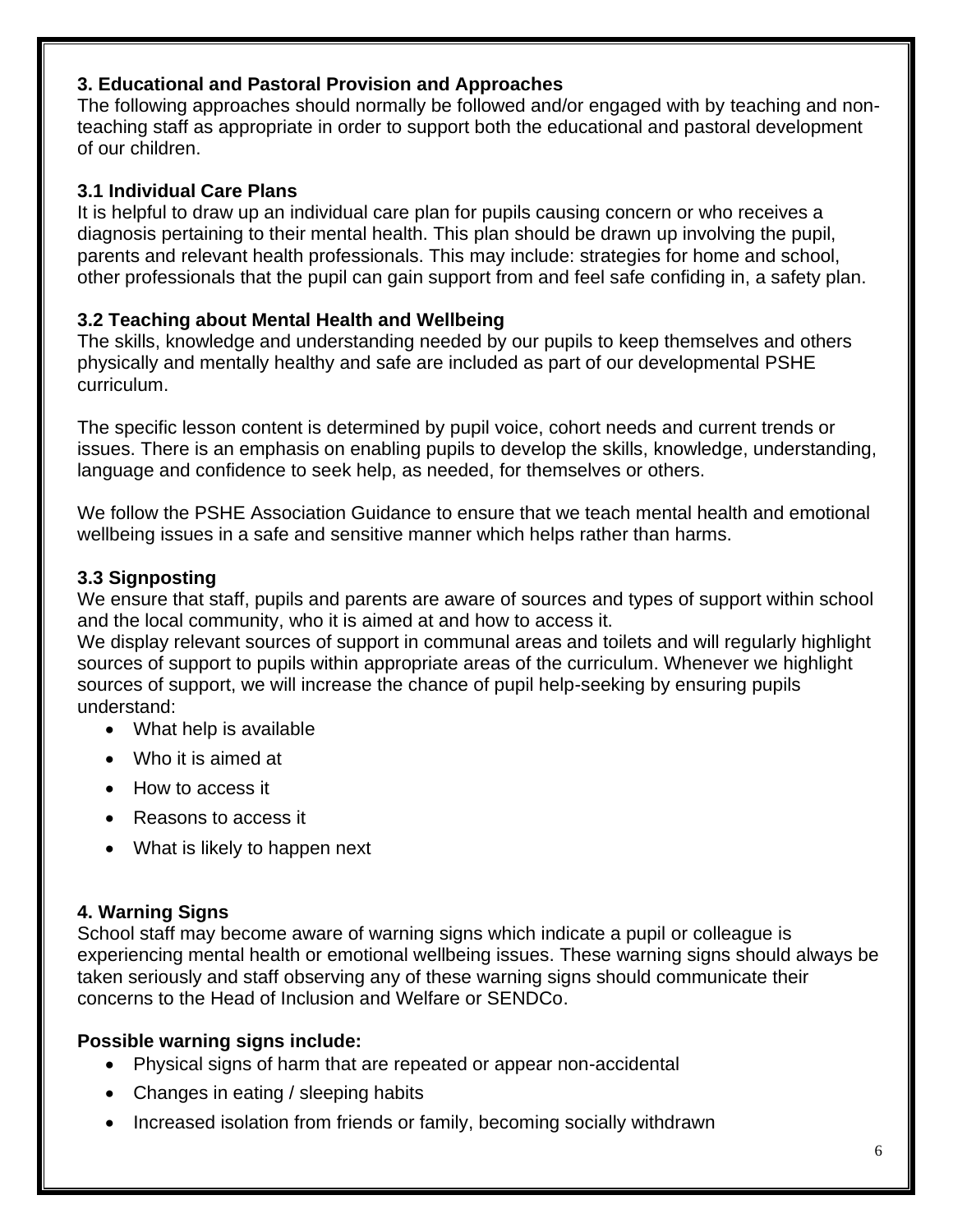## 3. Educational and Pastoral Provision and Approaches

The following approaches should normally be followed and/or engaged with by teaching and non-teaching staff as appropriate in order to support both the educational and pastoral development of our children.

### 3.1 Individual Care Plans

It is helpful to draw up an individual care plan for pupils causing concern or who receives a diagnosis pertaining to their mental health. This plan should be drawn up involving the pupil, parents and relevant health professionals. This may include: strategies for home and school, other professionals that the pupil can gain support from and feel safe confiding in, a safety plan.

### 3.2 Teaching about Mental Health and Wellbeing

The skills, knowledge and understanding needed by our pupils to keep themselves and others physically and mentally healthy and safe are included as part of our developmental PSHE curriculum.

The specific lesson content is determined by pupil voice, cohort needs and current trends or issues. There is an emphasis on enabling pupils to develop the skills, knowledge, understanding, language and confidence to seek help, as needed, for themselves or others.

We follow the PSHE Association Guidance to ensure that we teach mental health and emotional wellbeing issues in a safe and sensitive manner which helps rather than harms.

### 3.3 Signposting

We ensure that staff, pupils and parents are aware of sources and types of support within school and the local community, who it is aimed at and how to access it.
We display relevant sources of support in communal areas and toilets and will regularly highlight sources of support to pupils within appropriate areas of the curriculum. Whenever we highlight sources of support, we will increase the chance of pupil help-seeking by ensuring pupils understand:

- What help is available
- Who it is aimed at
- How to access it
- Reasons to access it
- What is likely to happen next

## 4. Warning Signs

School staff may become aware of warning signs which indicate a pupil or colleague is experiencing mental health or emotional wellbeing issues. These warning signs should always be taken seriously and staff observing any of these warning signs should communicate their concerns to the Head of Inclusion and Welfare or SENDCo.

**Possible warning signs include:**

- Physical signs of harm that are repeated or appear non-accidental
- Changes in eating / sleeping habits
- Increased isolation from friends or family, becoming socially withdrawn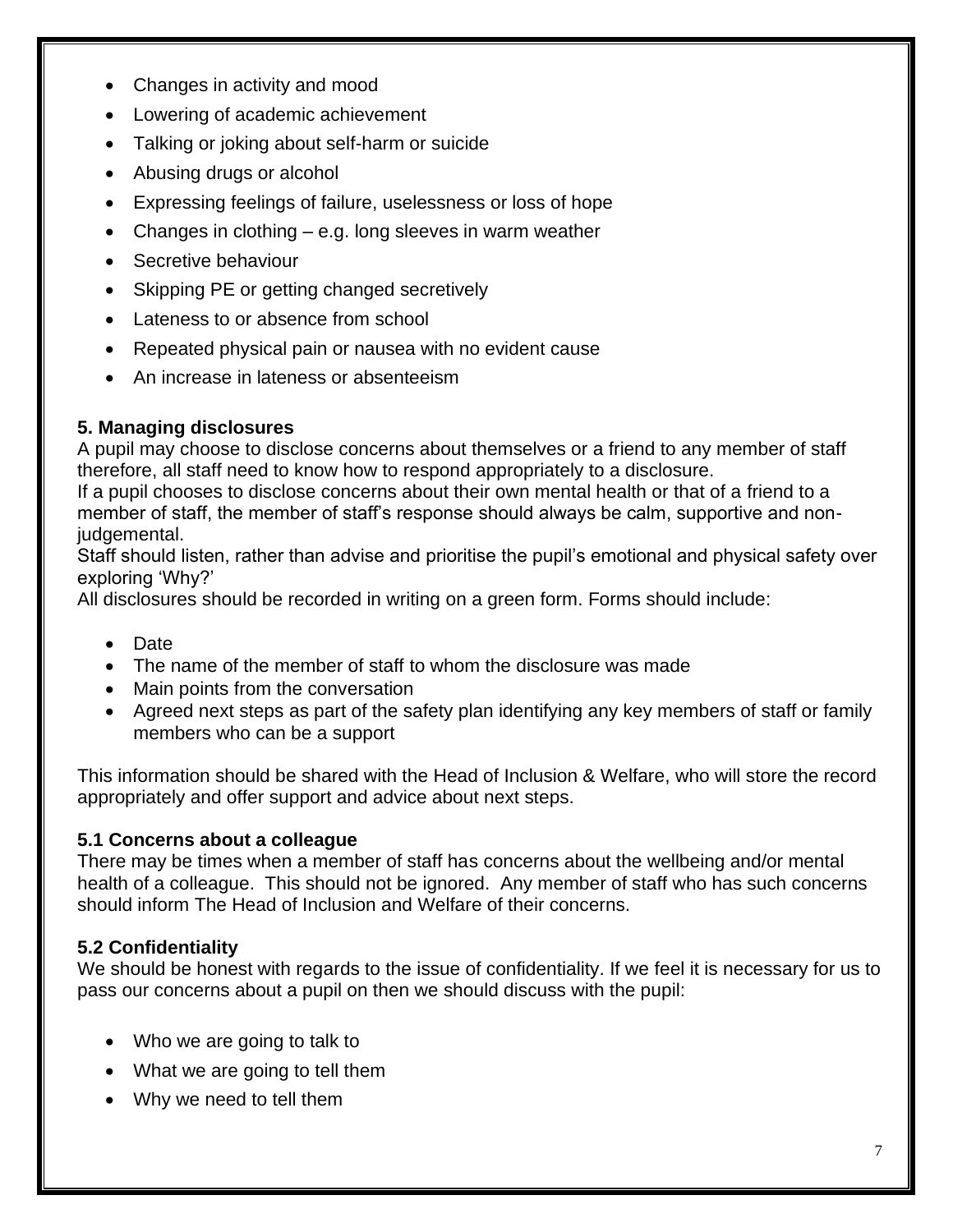- Changes in activity and mood
- Lowering of academic achievement
- Talking or joking about self-harm or suicide
- Abusing drugs or alcohol
- Expressing feelings of failure, uselessness or loss of hope
- Changes in clothing – e.g. long sleeves in warm weather
- Secretive behaviour
- Skipping PE or getting changed secretively
- Lateness to or absence from school
- Repeated physical pain or nausea with no evident cause
- An increase in lateness or absenteeism

### 5. Managing disclosures

A pupil may choose to disclose concerns about themselves or a friend to any member of staff therefore, all staff need to know how to respond appropriately to a disclosure.

If a pupil chooses to disclose concerns about their own mental health or that of a friend to a member of staff, the member of staff's response should always be calm, supportive and non-judgemental.

Staff should listen, rather than advise and prioritise the pupil's emotional and physical safety over exploring 'Why?'

All disclosures should be recorded in writing on a green form. Forms should include:

- Date
- The name of the member of staff to whom the disclosure was made
- Main points from the conversation
- Agreed next steps as part of the safety plan identifying any key members of staff or family members who can be a support

This information should be shared with the Head of Inclusion & Welfare, who will store the record appropriately and offer support and advice about next steps.

### 5.1 Concerns about a colleague

There may be times when a member of staff has concerns about the wellbeing and/or mental health of a colleague. This should not be ignored. Any member of staff who has such concerns should inform The Head of Inclusion and Welfare of their concerns.

### 5.2 Confidentiality

We should be honest with regards to the issue of confidentiality. If we feel it is necessary for us to pass our concerns about a pupil on then we should discuss with the pupil:

- Who we are going to talk to
- What we are going to tell them
- Why we need to tell them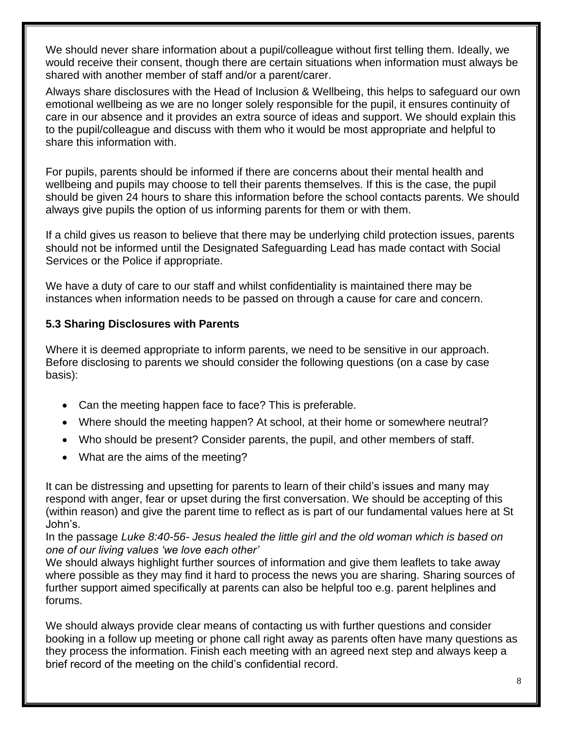We should never share information about a pupil/colleague without first telling them. Ideally, we would receive their consent, though there are certain situations when information must always be shared with another member of staff and/or a parent/carer.

Always share disclosures with the Head of Inclusion & Wellbeing, this helps to safeguard our own emotional wellbeing as we are no longer solely responsible for the pupil, it ensures continuity of care in our absence and it provides an extra source of ideas and support. We should explain this to the pupil/colleague and discuss with them who it would be most appropriate and helpful to share this information with.

For pupils, parents should be informed if there are concerns about their mental health and wellbeing and pupils may choose to tell their parents themselves. If this is the case, the pupil should be given 24 hours to share this information before the school contacts parents. We should always give pupils the option of us informing parents for them or with them.

If a child gives us reason to believe that there may be underlying child protection issues, parents should not be informed until the Designated Safeguarding Lead has made contact with Social Services or the Police if appropriate.

We have a duty of care to our staff and whilst confidentiality is maintained there may be instances when information needs to be passed on through a cause for care and concern.

### 5.3 Sharing Disclosures with Parents

Where it is deemed appropriate to inform parents, we need to be sensitive in our approach. Before disclosing to parents we should consider the following questions (on a case by case basis):

- Can the meeting happen face to face? This is preferable.
- Where should the meeting happen? At school, at their home or somewhere neutral?
- Who should be present? Consider parents, the pupil, and other members of staff.
- What are the aims of the meeting?

It can be distressing and upsetting for parents to learn of their child's issues and many may respond with anger, fear or upset during the first conversation. We should be accepting of this (within reason) and give the parent time to reflect as is part of our fundamental values here at St John's.

In the passage *Luke 8:40-56- Jesus healed the little girl and the old woman which is based on one of our living values 'we love each other'*

We should always highlight further sources of information and give them leaflets to take away where possible as they may find it hard to process the news you are sharing. Sharing sources of further support aimed specifically at parents can also be helpful too e.g. parent helplines and forums.

We should always provide clear means of contacting us with further questions and consider booking in a follow up meeting or phone call right away as parents often have many questions as they process the information. Finish each meeting with an agreed next step and always keep a brief record of the meeting on the child's confidential record.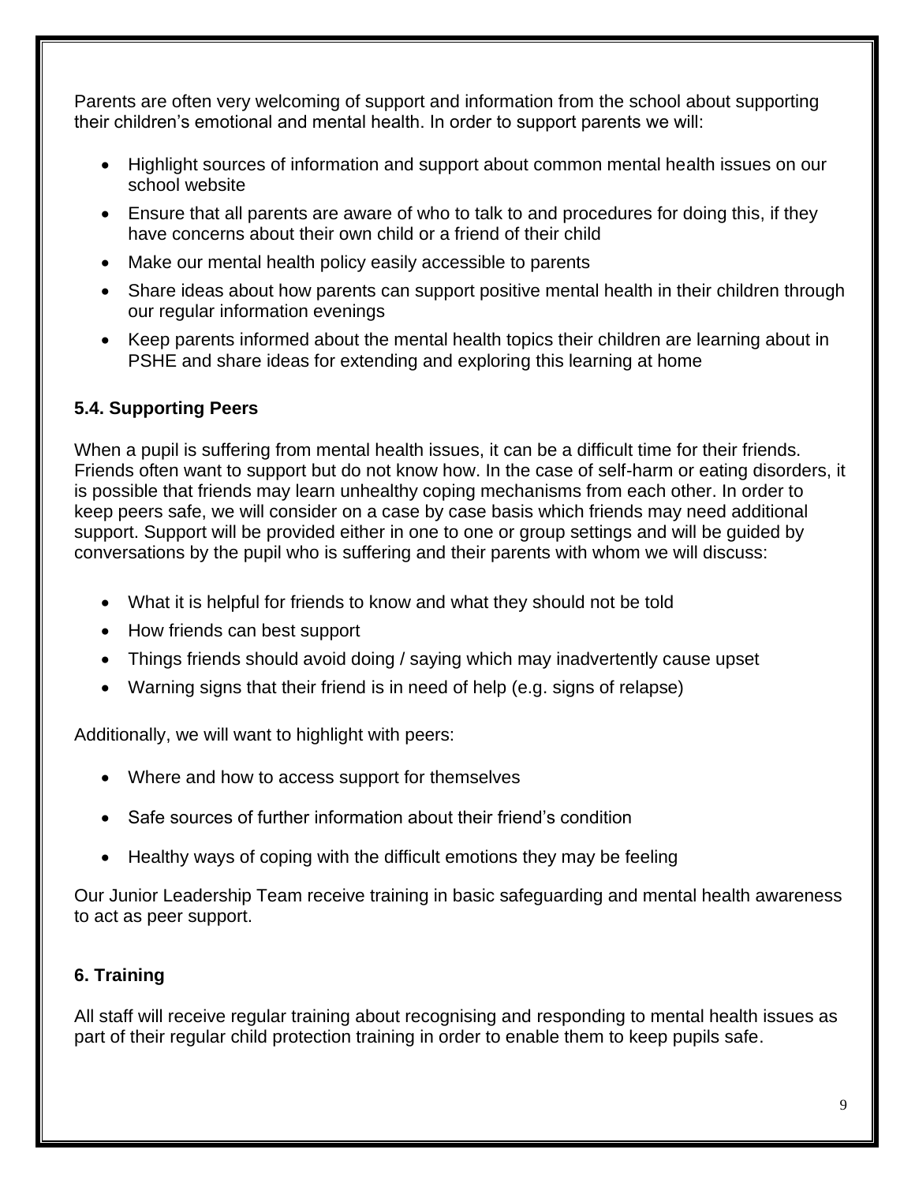Parents are often very welcoming of support and information from the school about supporting their children's emotional and mental health. In order to support parents we will:

- Highlight sources of information and support about common mental health issues on our school website
- Ensure that all parents are aware of who to talk to and procedures for doing this, if they have concerns about their own child or a friend of their child
- Make our mental health policy easily accessible to parents
- Share ideas about how parents can support positive mental health in their children through our regular information evenings
- Keep parents informed about the mental health topics their children are learning about in PSHE and share ideas for extending and exploring this learning at home

### 5.4. Supporting Peers

When a pupil is suffering from mental health issues, it can be a difficult time for their friends. Friends often want to support but do not know how. In the case of self-harm or eating disorders, it is possible that friends may learn unhealthy coping mechanisms from each other. In order to keep peers safe, we will consider on a case by case basis which friends may need additional support. Support will be provided either in one to one or group settings and will be guided by conversations by the pupil who is suffering and their parents with whom we will discuss:

- What it is helpful for friends to know and what they should not be told
- How friends can best support
- Things friends should avoid doing / saying which may inadvertently cause upset
- Warning signs that their friend is in need of help (e.g. signs of relapse)

Additionally, we will want to highlight with peers:

- Where and how to access support for themselves
- Safe sources of further information about their friend's condition
- Healthy ways of coping with the difficult emotions they may be feeling

Our Junior Leadership Team receive training in basic safeguarding and mental health awareness to act as peer support.

## 6. Training

All staff will receive regular training about recognising and responding to mental health issues as part of their regular child protection training in order to enable them to keep pupils safe.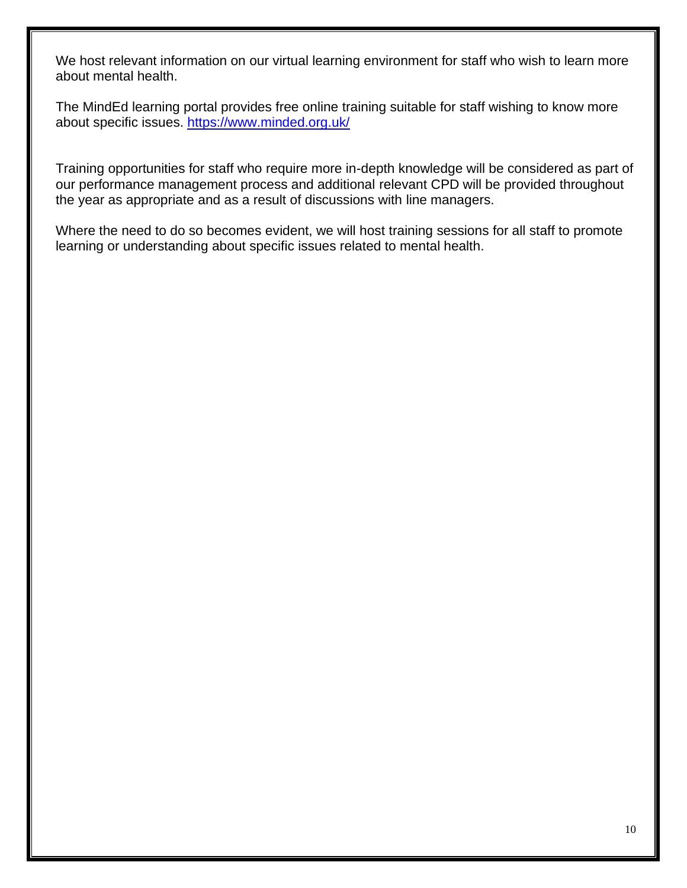We host relevant information on our virtual learning environment for staff who wish to learn more about mental health.

The MindEd learning portal provides free online training suitable for staff wishing to know more about specific issues. https://www.minded.org.uk/

Training opportunities for staff who require more in-depth knowledge will be considered as part of our performance management process and additional relevant CPD will be provided throughout the year as appropriate and as a result of discussions with line managers.

Where the need to do so becomes evident, we will host training sessions for all staff to promote learning or understanding about specific issues related to mental health.